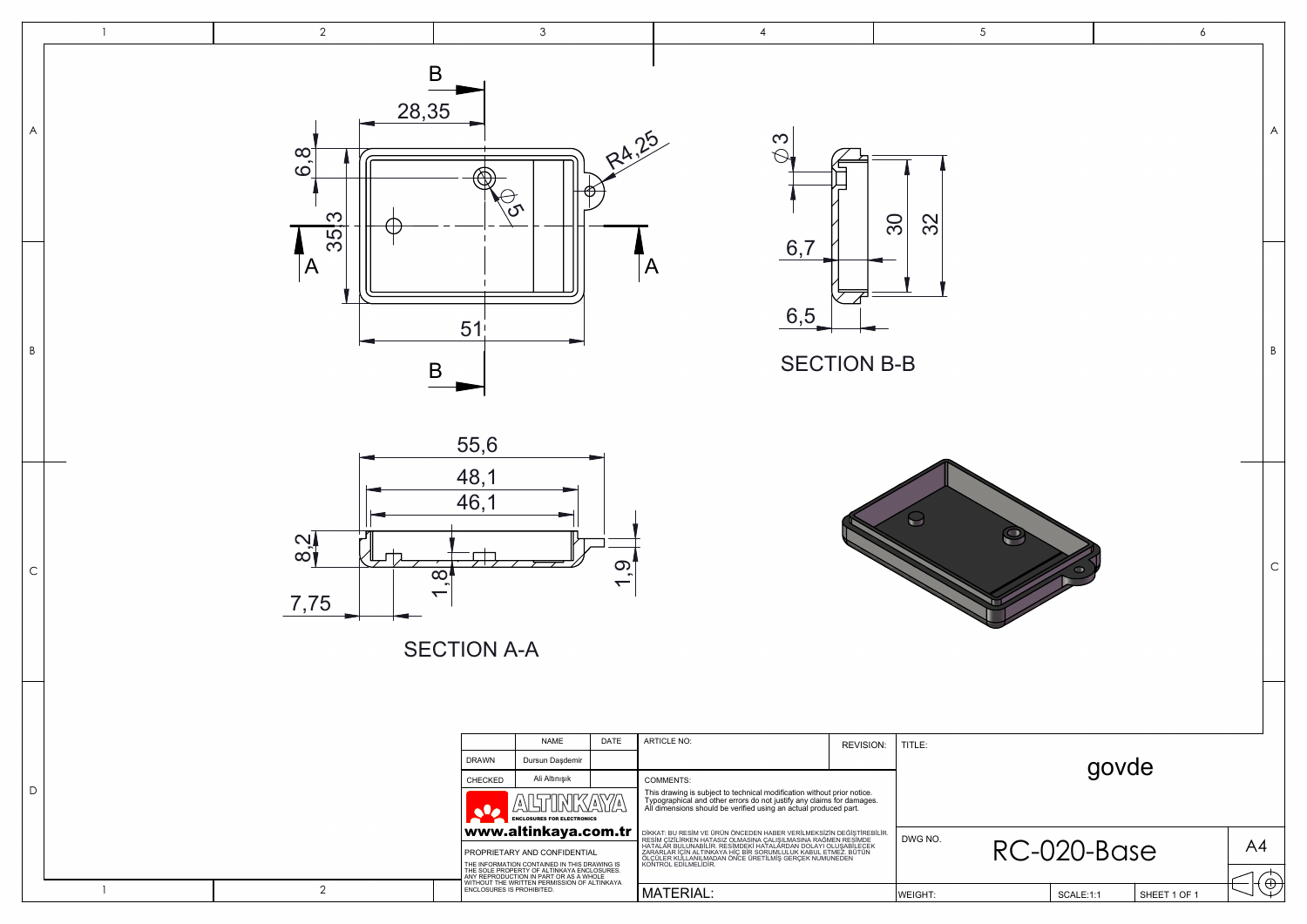B

28,35

6,8

35,3

R4,25

Ø5

A

A

51

B

Ø3

6,7

6,5

30

32

SECTION B-B

55,6

48,1

46,1

8,2

1,8

1,9

7,75

SECTION A-A

|  | NAME | DATE |
|---|---|---|
| DRAWN | Dursun Daşdemir |  |
| CHECKED | Ali Altınışık |  |

ALTINKAYA ENCLOSURES FOR ELECTRONICS

**www.altinkaya.com.tr**

PROPRIETARY AND CONFIDENTIAL

THE INFORMATION CONTAINED IN THIS DRAWING IS THE SOLE PROPERTY OF ALTINKAYA ENCLOSURES. ANY REPRODUCTION IN PART OR AS A WHOLE WITHOUT THE WRITTEN PERMISSION OF ALTINKAYA ENCLOSURES IS PROHIBITED.

ARTICLE NO:

REVISION:

COMMENTS:

This drawing is subject to technical modification without prior notice. Typographical and other errors do not justify any claims for damages. All dimensions should be verified using an actual produced part.

DİKKAT: BU RESİM VE ÜRÜN ÖNCEDEN HABER VERİLMEKSİZİN DEĞİŞTİREBİLİR. RESİM ÇİZİLİRKEN HATASIZ OLMASINA ÇALIŞILMASINA RAĞMEN RESİMDE HATALAR BULUNABİLİR. RESİMDEKİ HATALARDAN DOLAYI OLUŞABİLECEK ZARARLAR İÇİN ALTINKAYA HİÇ BİR SORUMLULUK KABUL ETMEZ. BÜTÜN ÖLÇÜLER KULLANILMADAN ÖNCE ÜRETİLMİŞ GERÇEK NUMUNEDEN KONTROL EDİLMELİDİR.

MATERIAL:

TITLE: govde

DWG NO. RC-020-Base

A4

WEIGHT:

SCALE:1:1

SHEET 1 OF 1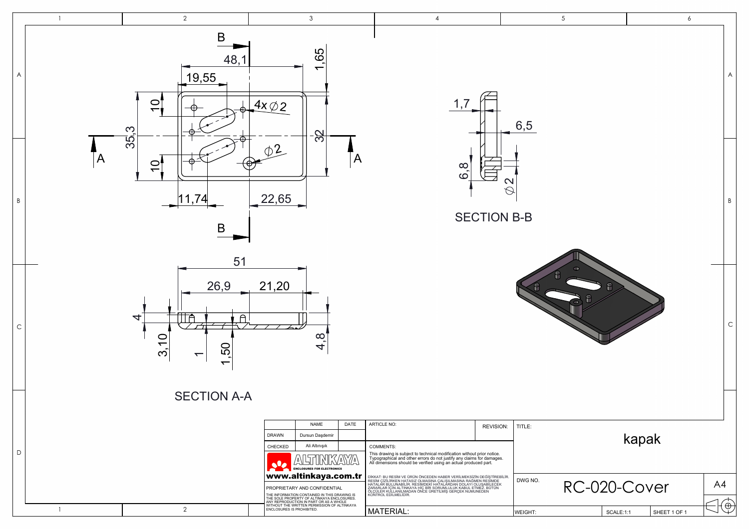B

48,1

1,65

19,55

10

4x ∅2

35,3

32

A

A

∅2

10

11,74

22,65

B

1,7

6,5

6,8

∅2

SECTION B-B

51

26,9

21,20

4

3,10

1

1,50

4,8

SECTION A-A

| | NAME | DATE |
|---|---|---|
| DRAWN | Dursun Daşdemir | |
| CHECKED | Ali Altınışık | |

ALTINKAYA
ENCLOSURES FOR ELECTRONICS
www.altinkaya.com.tr

PROPRIETARY AND CONFIDENTIAL

THE INFORMATION CONTAINED IN THIS DRAWING IS THE SOLE PROPERTY OF ALTINKAYA ENCLOSURES. ANY REPRODUCTION IN PART OR AS A WHOLE WITHOUT THE WRITTEN PERMISSION OF ALTINKAYA ENCLOSURES IS PROHIBITED.

ARTICLE NO:

REVISION:

COMMENTS:

This drawing is subject to technical modification without prior notice. Typographical and other errors do not justify any claims for damages. All dimensions should be verified using an actual produced part.

DİKKAT: BU RESİM VE ÜRÜN ÖNCEDEN HABER VERİLMEKSİZİN DEĞİŞTİREBİLİR. RESİM ÇİZİLİRKEN HATASIZ OLMASINA ÇALIŞILMASINA RAĞMEN RESİMDE HATALAR BULUNABİLİR. RESİMDEKİ HATALARDAN DOLAYI OLUŞABİLECEK ZARARLAR İÇİN ALTINKAYA HİÇ BİR SORUMLULUK KABUL ETMEZ. BÜTÜN ÖLÇÜLER KULLANILMADAN ÖNCE ÜRETİLMİŞ GERÇEK NUMUNEDEN KONTROL EDİLMELİDİR.

MATERIAL:

TITLE: kapak

DWG NO. RC-020-Cover

A4

WEIGHT:

SCALE:1:1

SHEET 1 OF 1